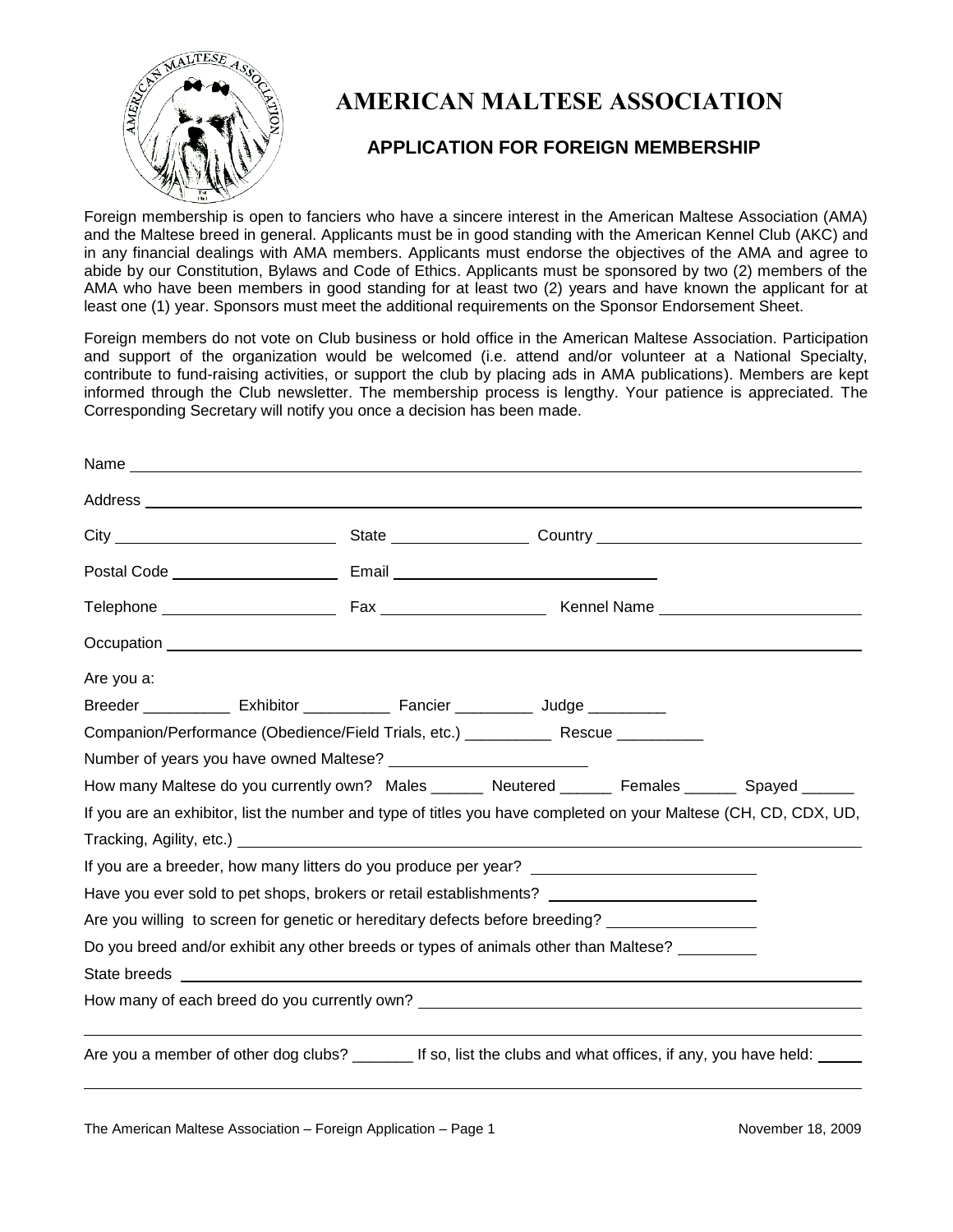# AMERICAN MALTESE ASSOCIATION

## APPLICATION FOR FOREIGN MEMBERSHIP

Foreign membership is open to fanciers who have a sincere interest in the American Maltese Association (AMA) and the Maltese breed in general. Applicants must be in good standing with the American Kennel Club (AKC) and in any financial dealings with AMA members. Applicants must endorse the objectives of the AMA and agree to abide by our Constitution, Bylaws and Code of Ethics. Applicants must be sponsored by two (2) members of the AMA who have been members in good standing for at least two (2) years and have known the applicant for at least one (1) year. Sponsors must meet the additional requirements on the Sponsor Endorsement Sheet.

Foreign members do not vote on Club business or hold office in the American Maltese Association. Participation and support of the organization would be welcomed (i.e. attend and/or volunteer at a National Specialty, contribute to fund-raising activities, or support the club by placing ads in AMA publications). Members are kept informed through the Club newsletter. The membership process is lengthy. Your patience is appreciated. The Corresponding Secretary will notify you once a decision has been made.

Name ______________________________________________

Address ______________________________________________

City ____________________ State ______________ Country ____________________

Postal Code ________________ Email ________________________

Telephone ________________ Fax ________________ Kennel Name ____________________

Occupation ______________________________________________

Are you a:

Breeder __________ Exhibitor __________ Fancier _________ Judge _________

Companion/Performance (Obedience/Field Trials, etc.) __________ Rescue __________

Number of years you have owned Maltese? ____________________

How many Maltese do you currently own? Males ______ Neutered ______ Females ______ Spayed ______

If you are an exhibitor, list the number and type of titles you have completed on your Maltese (CH, CD, CDX, UD, Tracking, Agility, etc.) ______________________________________________

If you are a breeder, how many litters do you produce per year? ____________________

Have you ever sold to pet shops, brokers or retail establishments? ____________________

Are you willing to screen for genetic or hereditary defects before breeding? ______________

Do you breed and/or exhibit any other breeds or types of animals other than Maltese? _________

State breeds ______________________________________________

How many of each breed do you currently own? ______________________________________________

______________________________________________

Are you a member of other dog clubs? _______ If so, list the clubs and what offices, if any, you have held: _____

______________________________________________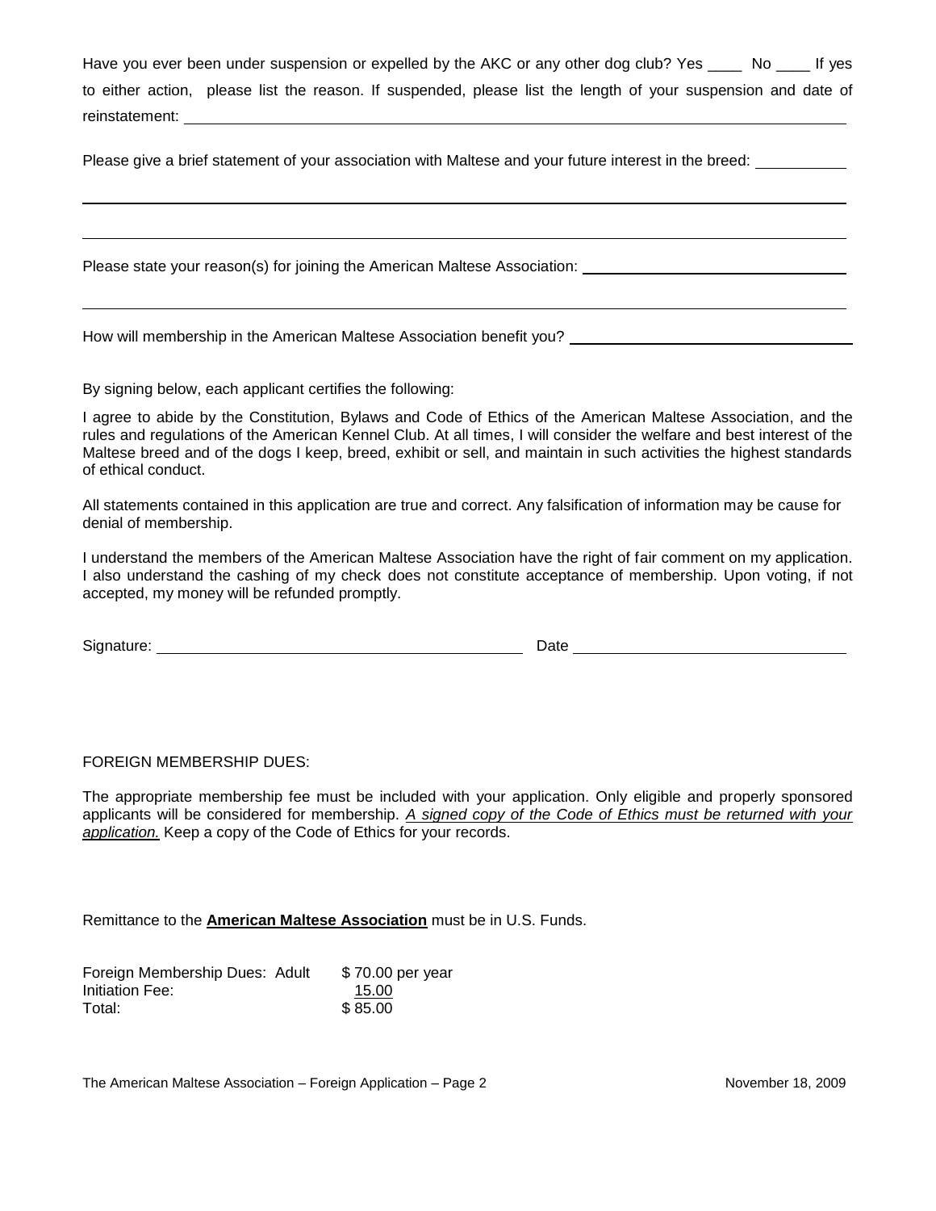Have you ever been under suspension or expelled by the AKC or any other dog club? Yes ____ No ____ If yes to either action, please list the reason. If suspended, please list the length of your suspension and date of reinstatement: ____________________________________________

Please give a brief statement of your association with Maltese and your future interest in the breed: __________

______________________________________________________________________

______________________________________________________________________

Please state your reason(s) for joining the American Maltese Association: ______________________

______________________________________________________________________

How will membership in the American Maltese Association benefit you? ______________________

By signing below, each applicant certifies the following:

I agree to abide by the Constitution, Bylaws and Code of Ethics of the American Maltese Association, and the rules and regulations of the American Kennel Club. At all times, I will consider the welfare and best interest of the Maltese breed and of the dogs I keep, breed, exhibit or sell, and maintain in such activities the highest standards of ethical conduct.

All statements contained in this application are true and correct. Any falsification of information may be cause for denial of membership.

I understand the members of the American Maltese Association have the right of fair comment on my application. I also understand the cashing of my check does not constitute acceptance of membership. Upon voting, if not accepted, my money will be refunded promptly.

Signature: ______________________________ Date ______________________

FOREIGN MEMBERSHIP DUES:

The appropriate membership fee must be included with your application. Only eligible and properly sponsored applicants will be considered for membership. ***A signed copy of the Code of Ethics must be returned with your application.*** Keep a copy of the Code of Ethics for your records.

Remittance to the **American Maltese Association** must be in U.S. Funds.

| | |
|---|---|
| Foreign Membership Dues: Adult | $ 70.00 per year |
| Initiation Fee: | 15.00 |
| Total: | $ 85.00 |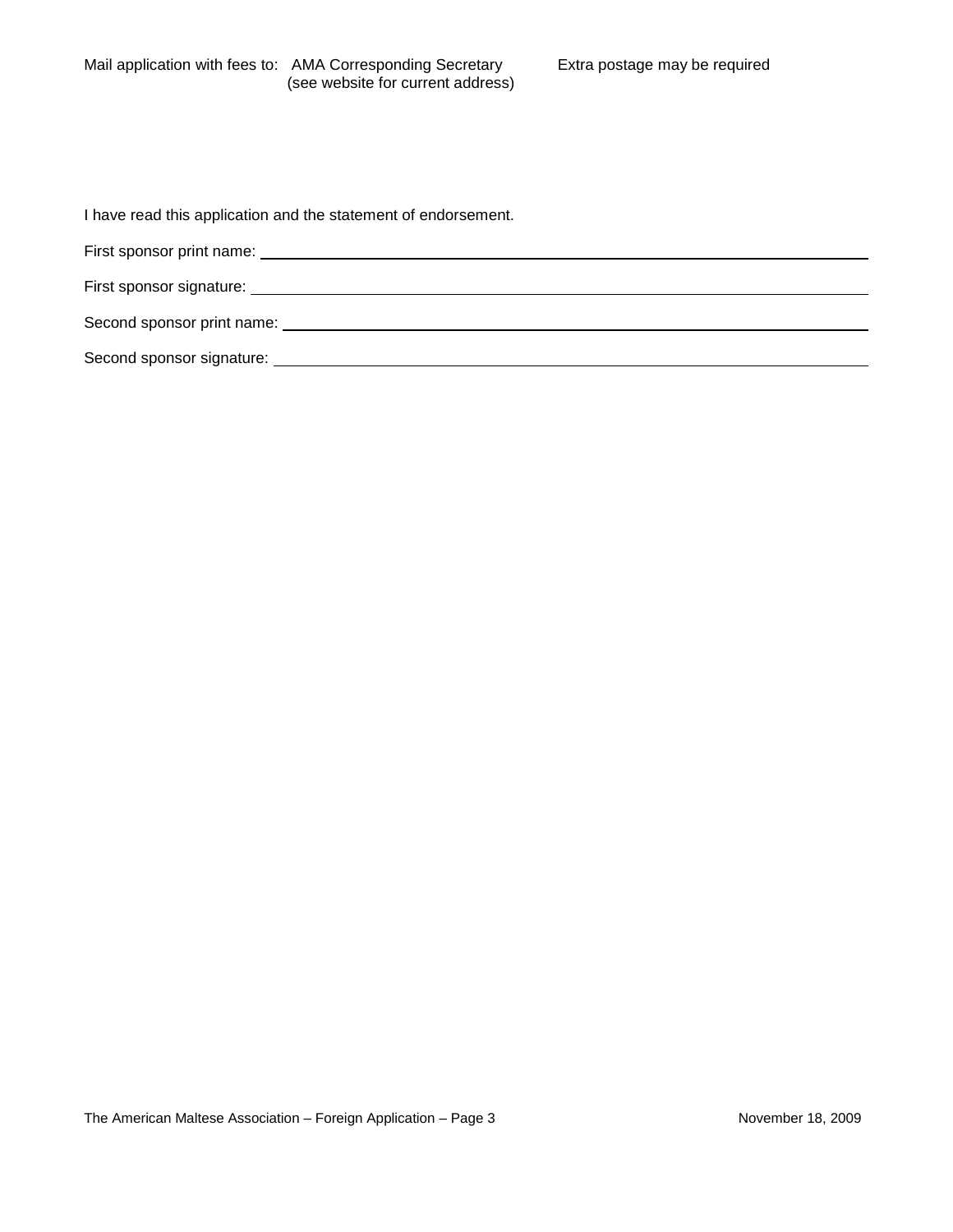Mail application with fees to: AMA Corresponding Secretary (see website for current address) Extra postage may be required

I have read this application and the statement of endorsement.

First sponsor print name: \_\_\_\_\_\_\_\_\_\_\_\_\_\_\_\_\_\_\_\_\_\_\_\_\_\_\_\_\_\_\_\_\_\_\_\_\_\_\_\_

First sponsor signature: \_\_\_\_\_\_\_\_\_\_\_\_\_\_\_\_\_\_\_\_\_\_\_\_\_\_\_\_\_\_\_\_\_\_\_\_\_\_\_\_

Second sponsor print name: \_\_\_\_\_\_\_\_\_\_\_\_\_\_\_\_\_\_\_\_\_\_\_\_\_\_\_\_\_\_\_\_\_\_\_\_\_\_\_\_

Second sponsor signature: \_\_\_\_\_\_\_\_\_\_\_\_\_\_\_\_\_\_\_\_\_\_\_\_\_\_\_\_\_\_\_\_\_\_\_\_\_\_\_\_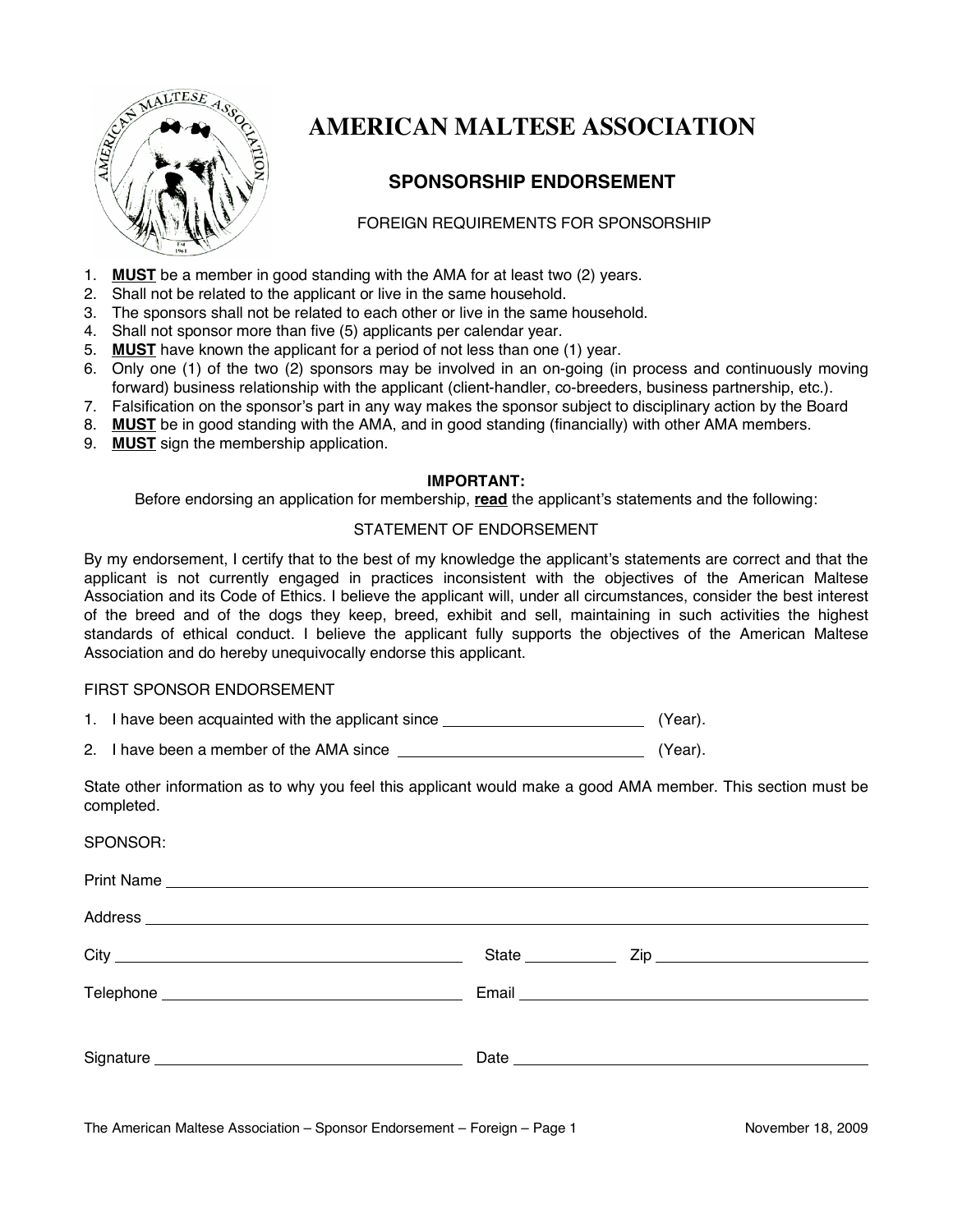# AMERICAN MALTESE ASSOCIATION

## SPONSORSHIP ENDORSEMENT

FOREIGN REQUIREMENTS FOR SPONSORSHIP

1. **MUST** be a member in good standing with the AMA for at least two (2) years.
2. Shall not be related to the applicant or live in the same household.
3. The sponsors shall not be related to each other or live in the same household.
4. Shall not sponsor more than five (5) applicants per calendar year.
5. **MUST** have known the applicant for a period of not less than one (1) year.
6. Only one (1) of the two (2) sponsors may be involved in an on-going (in process and continuously moving forward) business relationship with the applicant (client-handler, co-breeders, business partnership, etc.).
7. Falsification on the sponsor's part in any way makes the sponsor subject to disciplinary action by the Board
8. **MUST** be in good standing with the AMA, and in good standing (financially) with other AMA members.
9. **MUST** sign the membership application.

**IMPORTANT:**
Before endorsing an application for membership, **read** the applicant's statements and the following:

STATEMENT OF ENDORSEMENT

By my endorsement, I certify that to the best of my knowledge the applicant's statements are correct and that the applicant is not currently engaged in practices inconsistent with the objectives of the American Maltese Association and its Code of Ethics. I believe the applicant will, under all circumstances, consider the best interest of the breed and of the dogs they keep, breed, exhibit and sell, maintaining in such activities the highest standards of ethical conduct. I believe the applicant fully supports the objectives of the American Maltese Association and do hereby unequivocally endorse this applicant.

FIRST SPONSOR ENDORSEMENT

1. I have been acquainted with the applicant since ______________ (Year).
2. I have been a member of the AMA since ______________ (Year).

State other information as to why you feel this applicant would make a good AMA member. This section must be completed.

SPONSOR:

Print Name ______________________________

Address ______________________________

City ______________ State ________ Zip ______________

Telephone ______________ Email ______________

Signature ______________ Date ______________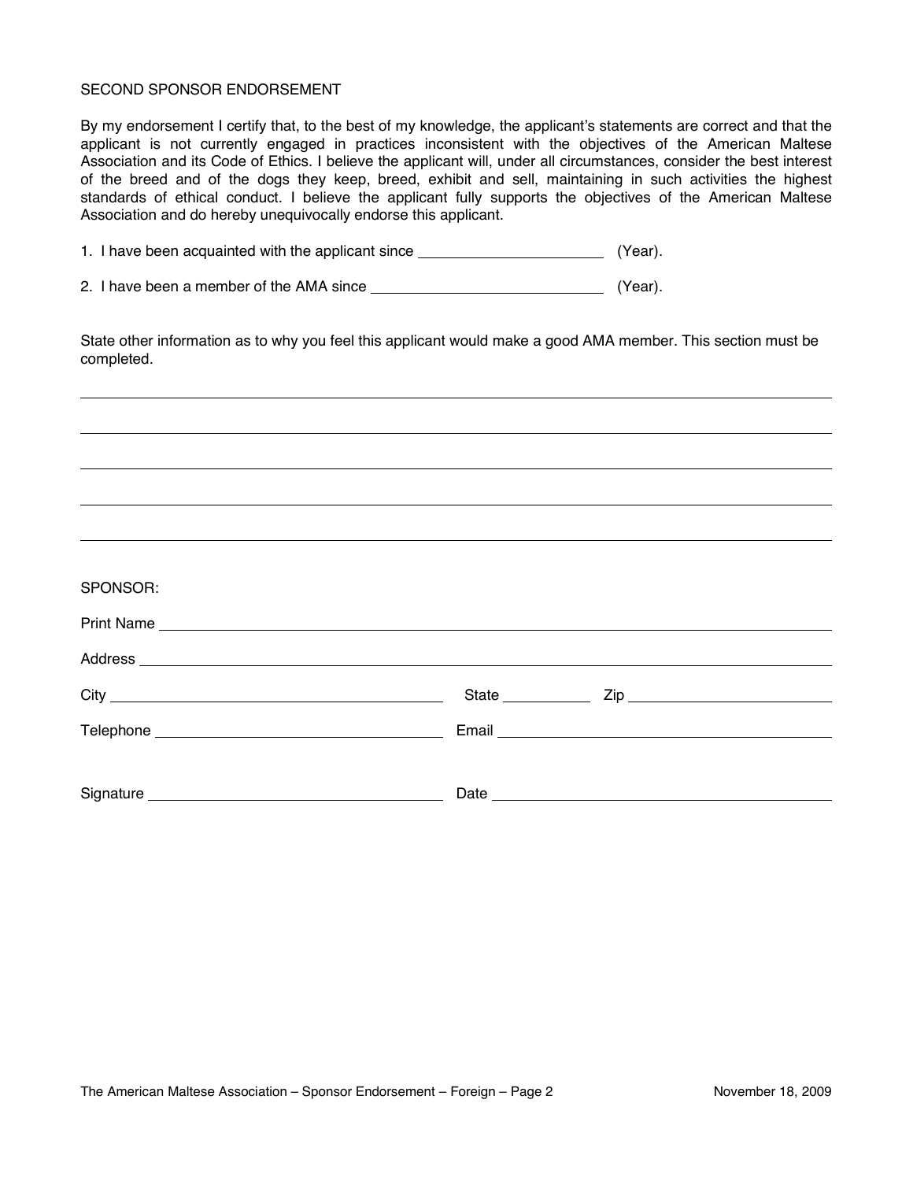SECOND SPONSOR ENDORSEMENT

By my endorsement I certify that, to the best of my knowledge, the applicant's statements are correct and that the applicant is not currently engaged in practices inconsistent with the objectives of the American Maltese Association and its Code of Ethics. I believe the applicant will, under all circumstances, consider the best interest of the breed and of the dogs they keep, breed, exhibit and sell, maintaining in such activities the highest standards of ethical conduct. I believe the applicant fully supports the objectives of the American Maltese Association and do hereby unequivocally endorse this applicant.

1. I have been acquainted with the applicant since ______________________ (Year).

2. I have been a member of the AMA since ____________________________ (Year).

State other information as to why you feel this applicant would make a good AMA member. This section must be completed.

_______________________________________________________________________________

_______________________________________________________________________________

_______________________________________________________________________________

_______________________________________________________________________________

_______________________________________________________________________________

SPONSOR:

Print Name _____________________________________________________________________

Address _______________________________________________________________________

City ________________________________________ State ___________ Zip _________________________

Telephone ___________________________________ Email __________________________________________

Signature ___________________________________ Date ___________________________________________

The American Maltese Association – Sponsor Endorsement – Foreign – Page 2 November 18, 2009